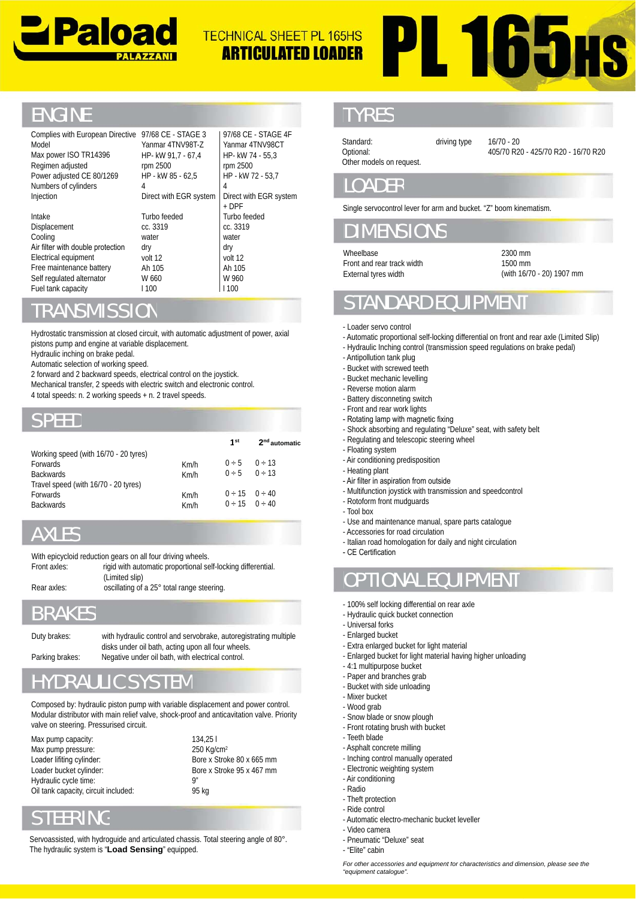# Paload PALAZZANI

## TECHNICAL SHEET PL 165HS
## ARTICULATED LOADER
# PL 165HS

## ENGINE

| | | |
|---|---|---|
| Complies with European Directive | 97/68 CE - STAGE 3 | 97/68 CE - STAGE 4F |
| Model | Yanmar 4TNV98T-Z | Yanmar 4TNV98CT |
| Max power ISO TR14396 | HP- kW 91,7 - 67,4 | HP- kW 74 - 55,3 |
| Regimen adjusted | rpm 2500 | rpm 2500 |
| Power adjusted CE 80/1269 | HP - kW 85 - 62,5 | HP - kW 72 - 53,7 |
| Numbers of cylinders | 4 | 4 |
| Injection | Direct with EGR system | Direct with EGR system + DPF |
| Intake | Turbo feeded | Turbo feeded |
| Displacement | cc. 3319 | cc. 3319 |
| Cooling | water | water |
| Air filter with double protection | dry | dry |
| Electrical equipment | volt 12 | volt 12 |
| Free maintenance battery | Ah 105 | Ah 105 |
| Self regulated alternator | W 660 | W 960 |
| Fuel tank capacity | l 100 | l 100 |

## TRANSMISSION

Hydrostatic transmission at closed circuit, with automatic adjustment of power, axial pistons pump and engine at variable displacement.
Hydraulic inching on brake pedal.
Automatic selection of working speed.
2 forward and 2 backward speeds, electrical control on the joystick.
Mechanical transfer, 2 speeds with electric switch and electronic control.
4 total speeds: n. 2 working speeds + n. 2 travel speeds.

## SPEED

| | | 1st | 2nd automatic |
|---|---|---|---|
| Working speed (with 16/70 - 20 tyres) | | | |
| Forwards | Km/h | 0 ÷ 5 | 0 ÷ 13 |
| Backwards | Km/h | 0 ÷ 5 | 0 ÷ 13 |
| Travel speed (with 16/70 - 20 tyres) | | | |
| Forwards | Km/h | 0 ÷ 15 | 0 ÷ 40 |
| Backwards | Km/h | 0 ÷ 15 | 0 ÷ 40 |

## AXLES

With epicycloid reduction gears on all four driving wheels.

| | |
|---|---|
| Front axles: | rigid with automatic proportional self-locking differential. (Limited slip) |
| Rear axles: | oscillating of a 25° total range steering. |

## BRAKES

| | |
|---|---|
| Duty brakes: | with hydraulic control and servobrake, autoregistrating multiple disks under oil bath, acting upon all four wheels. |
| Parking brakes: | Negative under oil bath, with electrical control. |

## HYDRAULIC SYSTEM

Composed by: hydraulic piston pump with variable displacement and power control. Modular distributor with main relief valve, shock-proof and anticavitation valve. Priority valve on steering. Pressurised circuit.

| | |
|---|---|
| Max pump capacity: | 134,25 l |
| Max pump pressure: | 250 Kg/cm² |
| Loader lifiting cylinder: | Bore x Stroke 80 x 665 mm |
| Loader bucket cylinder: | Bore x Stroke 95 x 467 mm |
| Hydraulic cycle time: | 9" |
| Oil tank capacity, circuit included: | 95 kg |

## STEERING

Servoassisted, with hydroguide and articulated chassis. Total steering angle of 80°. The hydraulic system is "**Load Sensing**" equipped.

## TYRES

| | | |
|---|---|---|
| Standard: | driving type | 16/70 - 20 |
| Optional: | | 405/70 R20 - 425/70 R20 - 16/70 R20 |
| Other models on request. | | |

## LOADER

Single servocontrol lever for arm and bucket. "Z" boom kinematism.

## DIMENSIONS

| | |
|---|---|
| Wheelbase | 2300 mm |
| Front and rear track width | 1500 mm |
| External tyres width | (with 16/70 - 20) 1907 mm |

## STANDARD EQUIPMENT

- Loader servo control
- Automatic proportional self-locking differential on front and rear axle (Limited Slip)
- Hydraulic Inching control (transmission speed regulations on brake pedal)
- Antipollution tank plug
- Bucket with screwed teeth
- Bucket mechanic levelling
- Reverse motion alarm
- Battery disconneting switch
- Front and rear work lights
- Rotating lamp with magnetic fixing
- Shock absorbing and regulating "Deluxe" seat, with safety belt
- Regulating and telescopic steering wheel
- Floating system
- Air conditioning predisposition
- Heating plant
- Air filter in aspiration from outside
- Multifunction joystick with transmission and speedcontrol
- Rotoform front mudguards
- Tool box
- Use and maintenance manual, spare parts catalogue
- Accessories for road circulation
- Italian road homologation for daily and night circulation
- CE Certification

## OPTIONAL EQUIPMENT

- 100% self locking differential on rear axle
- Hydraulic quick bucket connection
- Universal forks
- Enlarged bucket
- Extra enlarged bucket for light material
- Enlarged bucket for light material having higher unloading
- 4:1 multipurpose bucket
- Paper and branches grab
- Bucket with side unloading
- Mixer bucket
- Wood grab
- Snow blade or snow plough
- Front rotating brush with bucket
- Teeth blade
- Asphalt concrete milling
- Inching control manually operated
- Electronic weighting system
- Air conditioning
- Radio
- Theft protection
- Ride control
- Automatic electro-mechanic bucket leveller
- Video camera
- Pneumatic "Deluxe" seat
- "Elite" cabin

*For other accessories and equipment for characteristics and dimension, please see the "equipment catalogue".*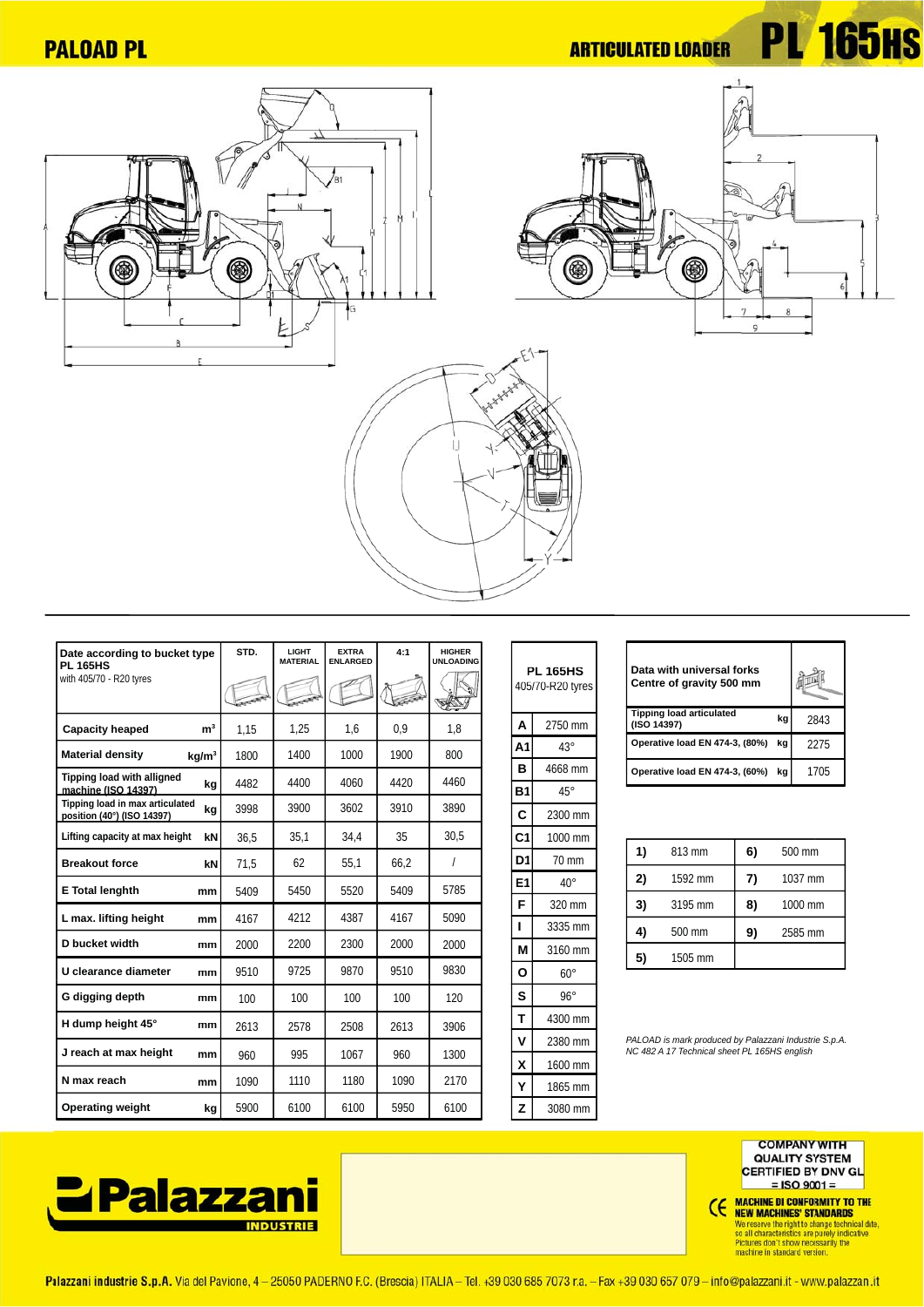# PALOAD PL

## ARTICULATED LOADER PL 165HS

| Date according to bucket type PL 165HS with 405/70 - R20 tyres | | STD. | LIGHT MATERIAL | EXTRA ENLARGED | 4:1 | HIGHER UNLOADING |
|---|---|---|---|---|---|---|
| Capacity heaped | m³ | 1,15 | 1,25 | 1,6 | 0,9 | 1,8 |
| Material density | kg/m³ | 1800 | 1400 | 1000 | 1900 | 800 |
| Tipping load with alligned machine (ISO 14397) | kg | 4482 | 4400 | 4060 | 4420 | 4460 |
| Tipping load in max articulated position (40°) (ISO 14397) | kg | 3998 | 3900 | 3602 | 3910 | 3890 |
| Lifting capacity at max height | kN | 36,5 | 35,1 | 34,4 | 35 | 30,5 |
| Breakout force | kN | 71,5 | 62 | 55,1 | 66,2 | / |
| E Total lenghth | mm | 5409 | 5450 | 5520 | 5409 | 5785 |
| L max. lifting height | mm | 4167 | 4212 | 4387 | 4167 | 5090 |
| D bucket width | mm | 2000 | 2200 | 2300 | 2000 | 2000 |
| U clearance diameter | mm | 9510 | 9725 | 9870 | 9510 | 9830 |
| G digging depth | mm | 100 | 100 | 100 | 100 | 120 |
| H dump height 45° | mm | 2613 | 2578 | 2508 | 2613 | 3906 |
| J reach at max height | mm | 960 | 995 | 1067 | 960 | 1300 |
| N max reach | mm | 1090 | 1110 | 1180 | 1090 | 2170 |
| Operating weight | kg | 5900 | 6100 | 6100 | 5950 | 6100 |

| PL 165HS 405/70-R20 tyres | |
|---|---|
| A | 2750 mm |
| A1 | 43° |
| B | 4668 mm |
| B1 | 45° |
| C | 2300 mm |
| C1 | 1000 mm |
| D1 | 70 mm |
| E1 | 40° |
| F | 320 mm |
| I | 3335 mm |
| M | 3160 mm |
| O | 60° |
| S | 96° |
| T | 4300 mm |
| V | 2380 mm |
| X | 1600 mm |
| Y | 1865 mm |
| Z | 3080 mm |

| Data with universal forks Centre of gravity 500 mm | | |
|---|---|---|
| Tipping load articulated (ISO 14397) | kg | 2843 |
| Operative load EN 474-3, (80%) | kg | 2275 |
| Operative load EN 474-3, (60%) | kg | 1705 |

| | | | |
|---|---|---|---|
| 1) | 813 mm | 6) | 500 mm |
| 2) | 1592 mm | 7) | 1037 mm |
| 3) | 3195 mm | 8) | 1000 mm |
| 4) | 500 mm | 9) | 2585 mm |
| 5) | 1505 mm | | |

*PALOAD is mark produced by Palazzani Industrie S.p.A.*
*NC 482 A 17 Technical sheet PL 165HS english*

Palazzani INDUSTRIE

COMPANY WITH QUALITY SYSTEM CERTIFIED BY DNV GL = ISO 9001 =

CE MACHINE DI CONFORMITY TO THE NEW MACHINES' STANDARDS
We reserve the right to change technical data, so all characteristics are purely indicative. Pictures don't show necessarily the machine in standard version.

Palazzani industrie S.p.A. Via del Pavione, 4 – 25050 PADERNO F.C. (Brescia) ITALIA – Tel. +39 030 685 7073 r.a. – Fax +39 030 657 079 – info@palazzani.it - www.palazzani.it